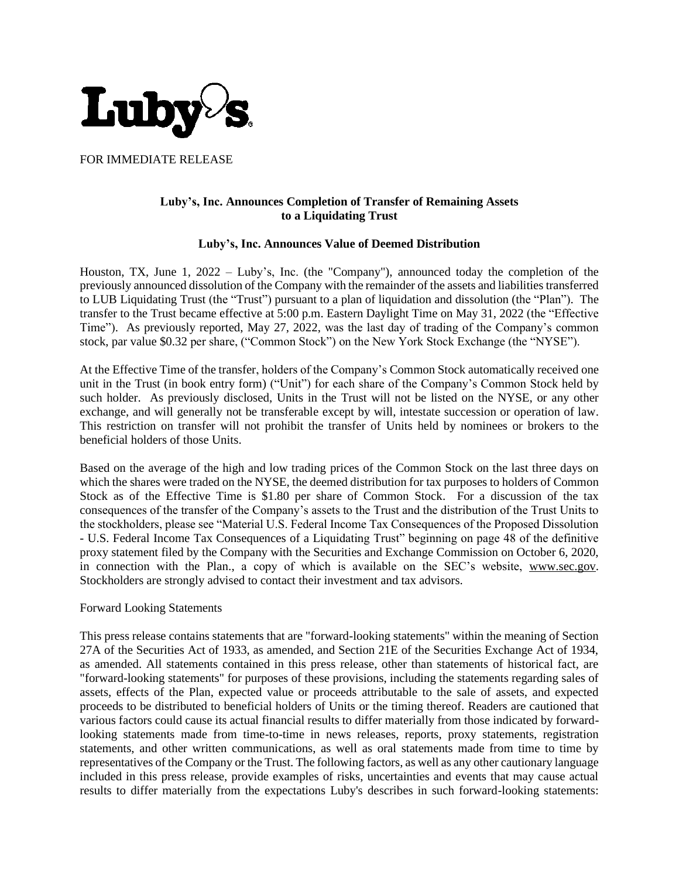Luby's

FOR IMMEDIATE RELEASE

**Luby's, Inc. Announces Completion of Transfer of Remaining Assets to a Liquidating Trust**

**Luby's, Inc. Announces Value of Deemed Distribution**

Houston, TX, June 1, 2022 – Luby's, Inc. (the "Company"), announced today the completion of the previously announced dissolution of the Company with the remainder of the assets and liabilities transferred to LUB Liquidating Trust (the "Trust") pursuant to a plan of liquidation and dissolution (the "Plan"). The transfer to the Trust became effective at 5:00 p.m. Eastern Daylight Time on May 31, 2022 (the "Effective Time"). As previously reported, May 27, 2022, was the last day of trading of the Company's common stock, par value $0.32 per share, ("Common Stock") on the New York Stock Exchange (the "NYSE").

At the Effective Time of the transfer, holders of the Company's Common Stock automatically received one unit in the Trust (in book entry form) ("Unit") for each share of the Company's Common Stock held by such holder. As previously disclosed, Units in the Trust will not be listed on the NYSE, or any other exchange, and will generally not be transferable except by will, intestate succession or operation of law. This restriction on transfer will not prohibit the transfer of Units held by nominees or brokers to the beneficial holders of those Units.

Based on the average of the high and low trading prices of the Common Stock on the last three days on which the shares were traded on the NYSE, the deemed distribution for tax purposes to holders of Common Stock as of the Effective Time is $1.80 per share of Common Stock. For a discussion of the tax consequences of the transfer of the Company's assets to the Trust and the distribution of the Trust Units to the stockholders, please see "Material U.S. Federal Income Tax Consequences of the Proposed Dissolution - U.S. Federal Income Tax Consequences of a Liquidating Trust" beginning on page 48 of the definitive proxy statement filed by the Company with the Securities and Exchange Commission on October 6, 2020, in connection with the Plan., a copy of which is available on the SEC's website, www.sec.gov. Stockholders are strongly advised to contact their investment and tax advisors.

Forward Looking Statements

This press release contains statements that are "forward-looking statements" within the meaning of Section 27A of the Securities Act of 1933, as amended, and Section 21E of the Securities Exchange Act of 1934, as amended. All statements contained in this press release, other than statements of historical fact, are "forward-looking statements" for purposes of these provisions, including the statements regarding sales of assets, effects of the Plan, expected value or proceeds attributable to the sale of assets, and expected proceeds to be distributed to beneficial holders of Units or the timing thereof. Readers are cautioned that various factors could cause its actual financial results to differ materially from those indicated by forward-looking statements made from time-to-time in news releases, reports, proxy statements, registration statements, and other written communications, as well as oral statements made from time to time by representatives of the Company or the Trust. The following factors, as well as any other cautionary language included in this press release, provide examples of risks, uncertainties and events that may cause actual results to differ materially from the expectations Luby's describes in such forward-looking statements: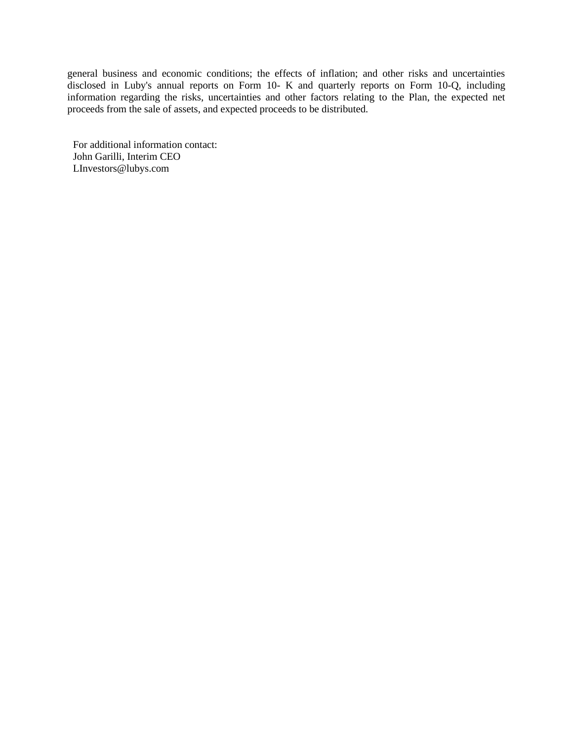general business and economic conditions; the effects of inflation; and other risks and uncertainties disclosed in Luby's annual reports on Form 10- K and quarterly reports on Form 10-Q, including information regarding the risks, uncertainties and other factors relating to the Plan, the expected net proceeds from the sale of assets, and expected proceeds to be distributed.

For additional information contact:  
John Garilli, Interim CEO  
LInvestors@lubys.com